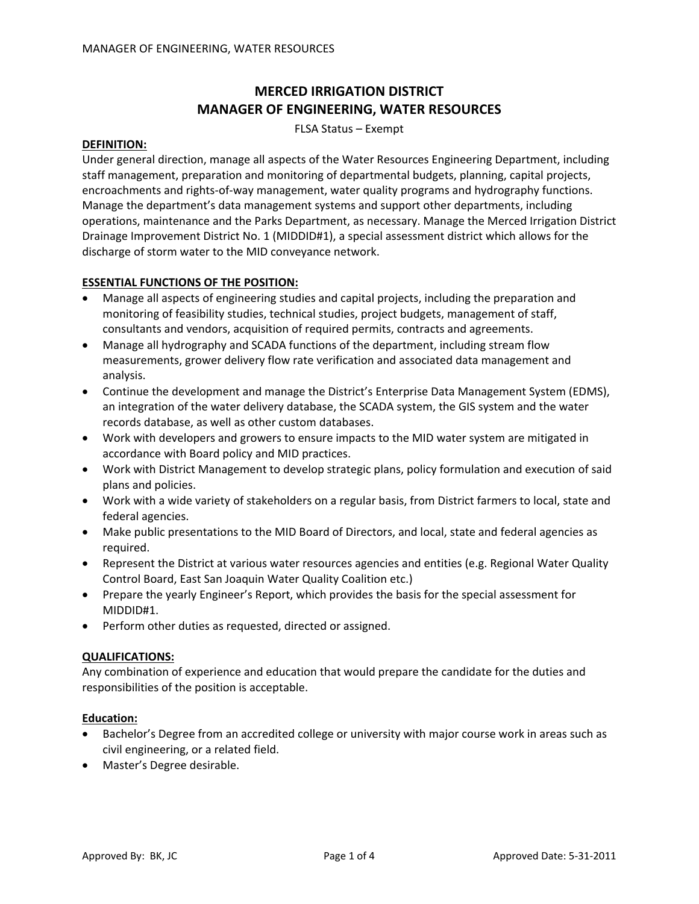# MERCED IRRIGATION DISTRICT
# MANAGER OF ENGINEERING, WATER RESOURCES

FLSA Status – Exempt

**DEFINITION:**

Under general direction, manage all aspects of the Water Resources Engineering Department, including staff management, preparation and monitoring of departmental budgets, planning, capital projects, encroachments and rights-of-way management, water quality programs and hydrography functions. Manage the department's data management systems and support other departments, including operations, maintenance and the Parks Department, as necessary. Manage the Merced Irrigation District Drainage Improvement District No. 1 (MIDDID#1), a special assessment district which allows for the discharge of storm water to the MID conveyance network.

**ESSENTIAL FUNCTIONS OF THE POSITION:**

- Manage all aspects of engineering studies and capital projects, including the preparation and monitoring of feasibility studies, technical studies, project budgets, management of staff, consultants and vendors, acquisition of required permits, contracts and agreements.
- Manage all hydrography and SCADA functions of the department, including stream flow measurements, grower delivery flow rate verification and associated data management and analysis.
- Continue the development and manage the District's Enterprise Data Management System (EDMS), an integration of the water delivery database, the SCADA system, the GIS system and the water records database, as well as other custom databases.
- Work with developers and growers to ensure impacts to the MID water system are mitigated in accordance with Board policy and MID practices.
- Work with District Management to develop strategic plans, policy formulation and execution of said plans and policies.
- Work with a wide variety of stakeholders on a regular basis, from District farmers to local, state and federal agencies.
- Make public presentations to the MID Board of Directors, and local, state and federal agencies as required.
- Represent the District at various water resources agencies and entities (e.g. Regional Water Quality Control Board, East San Joaquin Water Quality Coalition etc.)
- Prepare the yearly Engineer's Report, which provides the basis for the special assessment for MIDDID#1.
- Perform other duties as requested, directed or assigned.

**QUALIFICATIONS:**

Any combination of experience and education that would prepare the candidate for the duties and responsibilities of the position is acceptable.

**Education:**

- Bachelor's Degree from an accredited college or university with major course work in areas such as civil engineering, or a related field.
- Master's Degree desirable.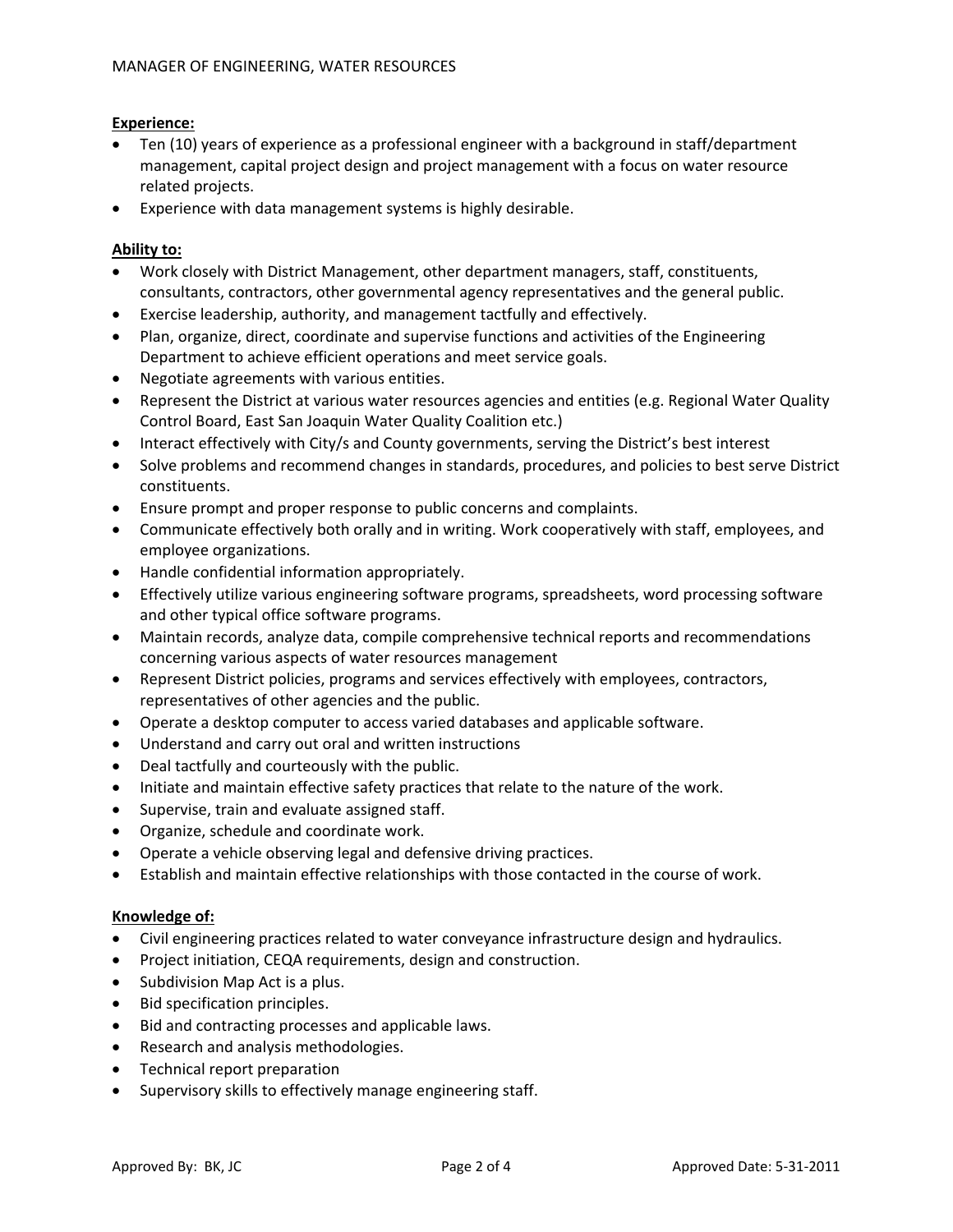**Experience:**

- Ten (10) years of experience as a professional engineer with a background in staff/department management, capital project design and project management with a focus on water resource related projects.
- Experience with data management systems is highly desirable.

**Ability to:**

- Work closely with District Management, other department managers, staff, constituents, consultants, contractors, other governmental agency representatives and the general public.
- Exercise leadership, authority, and management tactfully and effectively.
- Plan, organize, direct, coordinate and supervise functions and activities of the Engineering Department to achieve efficient operations and meet service goals.
- Negotiate agreements with various entities.
- Represent the District at various water resources agencies and entities (e.g. Regional Water Quality Control Board, East San Joaquin Water Quality Coalition etc.)
- Interact effectively with City/s and County governments, serving the District's best interest
- Solve problems and recommend changes in standards, procedures, and policies to best serve District constituents.
- Ensure prompt and proper response to public concerns and complaints.
- Communicate effectively both orally and in writing. Work cooperatively with staff, employees, and employee organizations.
- Handle confidential information appropriately.
- Effectively utilize various engineering software programs, spreadsheets, word processing software and other typical office software programs.
- Maintain records, analyze data, compile comprehensive technical reports and recommendations concerning various aspects of water resources management
- Represent District policies, programs and services effectively with employees, contractors, representatives of other agencies and the public.
- Operate a desktop computer to access varied databases and applicable software.
- Understand and carry out oral and written instructions
- Deal tactfully and courteously with the public.
- Initiate and maintain effective safety practices that relate to the nature of the work.
- Supervise, train and evaluate assigned staff.
- Organize, schedule and coordinate work.
- Operate a vehicle observing legal and defensive driving practices.
- Establish and maintain effective relationships with those contacted in the course of work.

**Knowledge of:**

- Civil engineering practices related to water conveyance infrastructure design and hydraulics.
- Project initiation, CEQA requirements, design and construction.
- Subdivision Map Act is a plus.
- Bid specification principles.
- Bid and contracting processes and applicable laws.
- Research and analysis methodologies.
- Technical report preparation
- Supervisory skills to effectively manage engineering staff.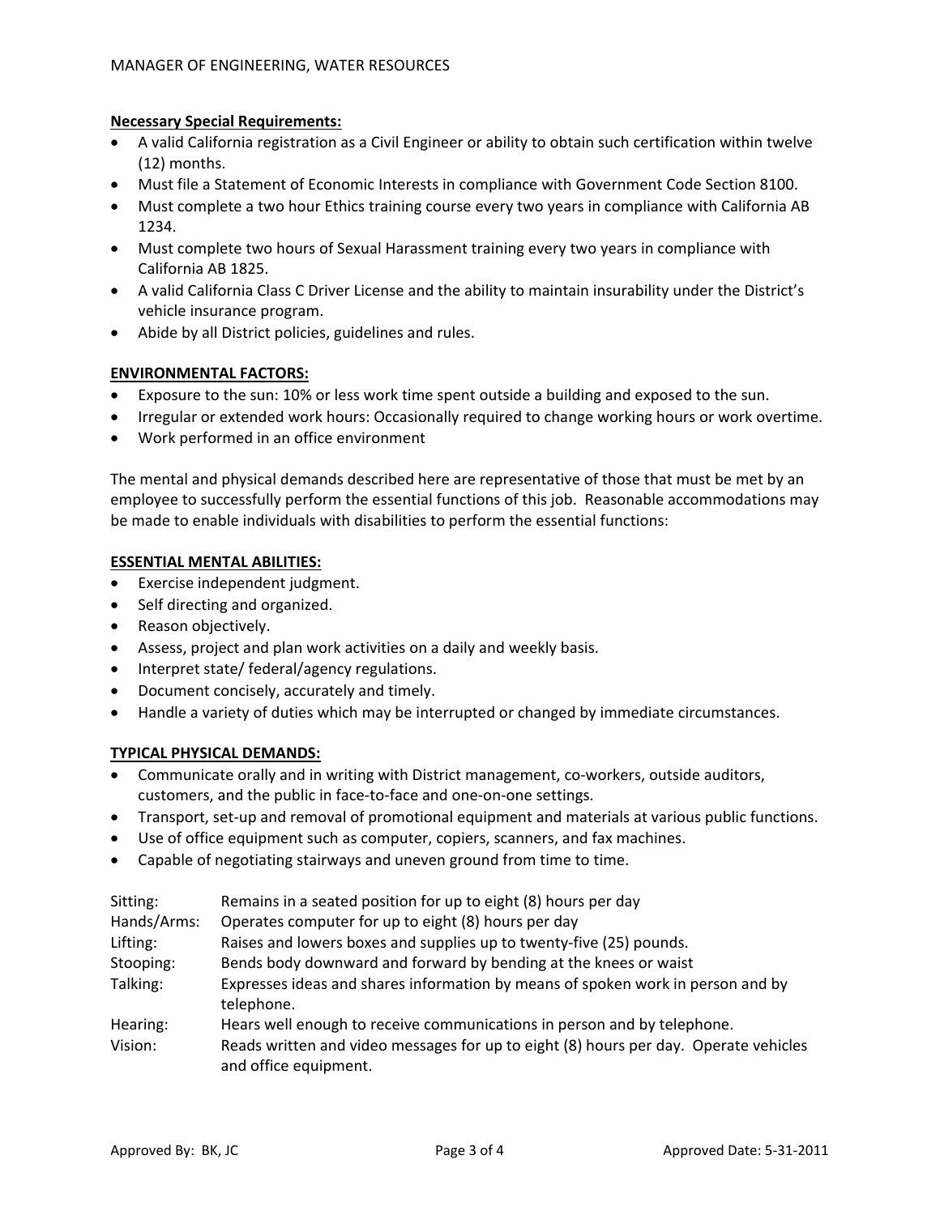**Necessary Special Requirements:**

- A valid California registration as a Civil Engineer or ability to obtain such certification within twelve (12) months.
- Must file a Statement of Economic Interests in compliance with Government Code Section 8100.
- Must complete a two hour Ethics training course every two years in compliance with California AB 1234.
- Must complete two hours of Sexual Harassment training every two years in compliance with California AB 1825.
- A valid California Class C Driver License and the ability to maintain insurability under the District's vehicle insurance program.
- Abide by all District policies, guidelines and rules.

**ENVIRONMENTAL FACTORS:**

- Exposure to the sun: 10% or less work time spent outside a building and exposed to the sun.
- Irregular or extended work hours: Occasionally required to change working hours or work overtime.
- Work performed in an office environment

The mental and physical demands described here are representative of those that must be met by an employee to successfully perform the essential functions of this job. Reasonable accommodations may be made to enable individuals with disabilities to perform the essential functions:

**ESSENTIAL MENTAL ABILITIES:**

- Exercise independent judgment.
- Self directing and organized.
- Reason objectively.
- Assess, project and plan work activities on a daily and weekly basis.
- Interpret state/ federal/agency regulations.
- Document concisely, accurately and timely.
- Handle a variety of duties which may be interrupted or changed by immediate circumstances.

**TYPICAL PHYSICAL DEMANDS:**

- Communicate orally and in writing with District management, co-workers, outside auditors, customers, and the public in face-to-face and one-on-one settings.
- Transport, set-up and removal of promotional equipment and materials at various public functions.
- Use of office equipment such as computer, copiers, scanners, and fax machines.
- Capable of negotiating stairways and uneven ground from time to time.

| | |
|---|---|
| Sitting: | Remains in a seated position for up to eight (8) hours per day |
| Hands/Arms: | Operates computer for up to eight (8) hours per day |
| Lifting: | Raises and lowers boxes and supplies up to twenty-five (25) pounds. |
| Stooping: | Bends body downward and forward by bending at the knees or waist |
| Talking: | Expresses ideas and shares information by means of spoken work in person and by telephone. |
| Hearing: | Hears well enough to receive communications in person and by telephone. |
| Vision: | Reads written and video messages for up to eight (8) hours per day. Operate vehicles and office equipment. |

Approved By: BK, JC

Approved Date: 5-31-2011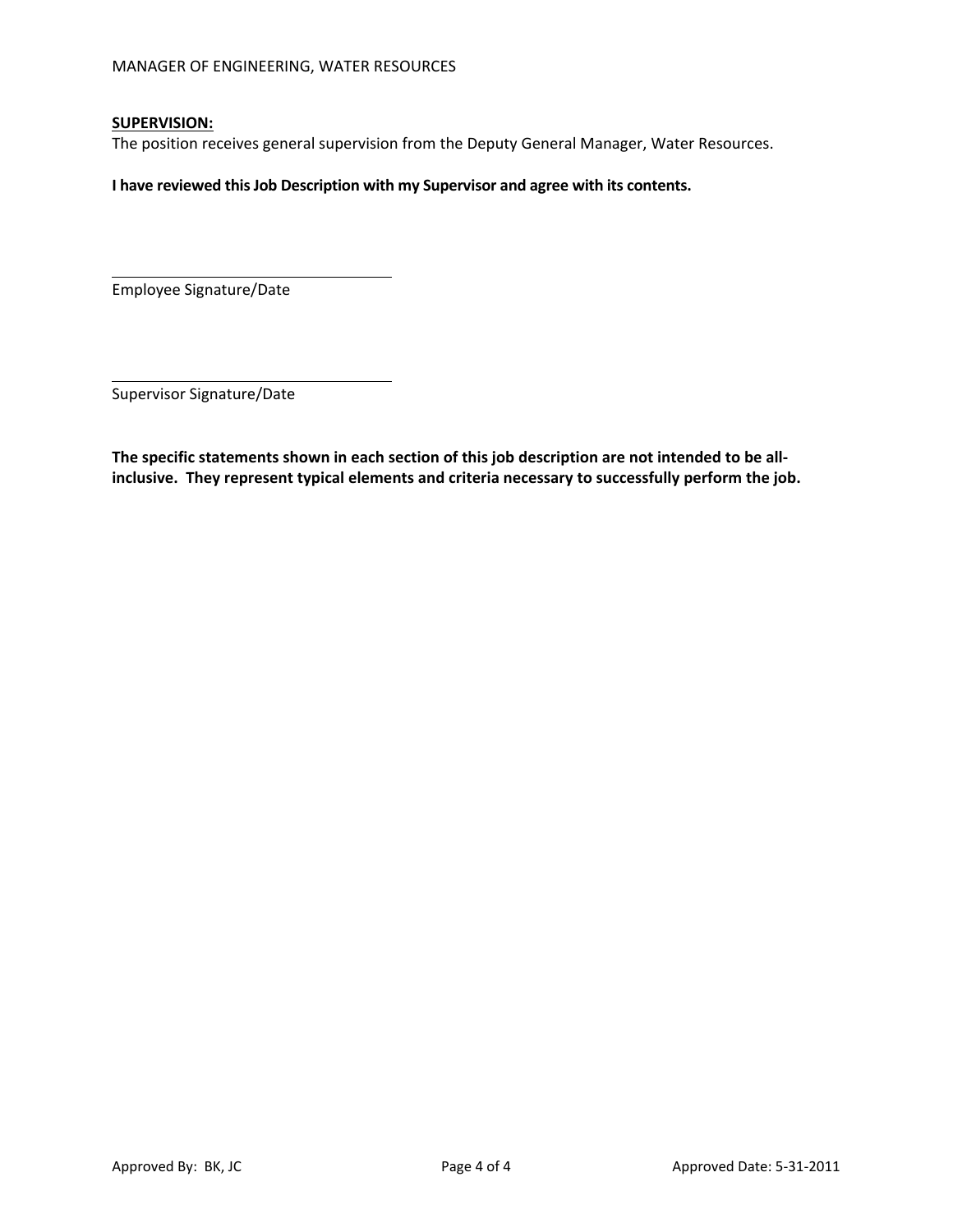**SUPERVISION:**

The position receives general supervision from the Deputy General Manager, Water Resources.

**I have reviewed this Job Description with my Supervisor and agree with its contents.**

______________________________
Employee Signature/Date

______________________________
Supervisor Signature/Date

**The specific statements shown in each section of this job description are not intended to be all-inclusive. They represent typical elements and criteria necessary to successfully perform the job.**